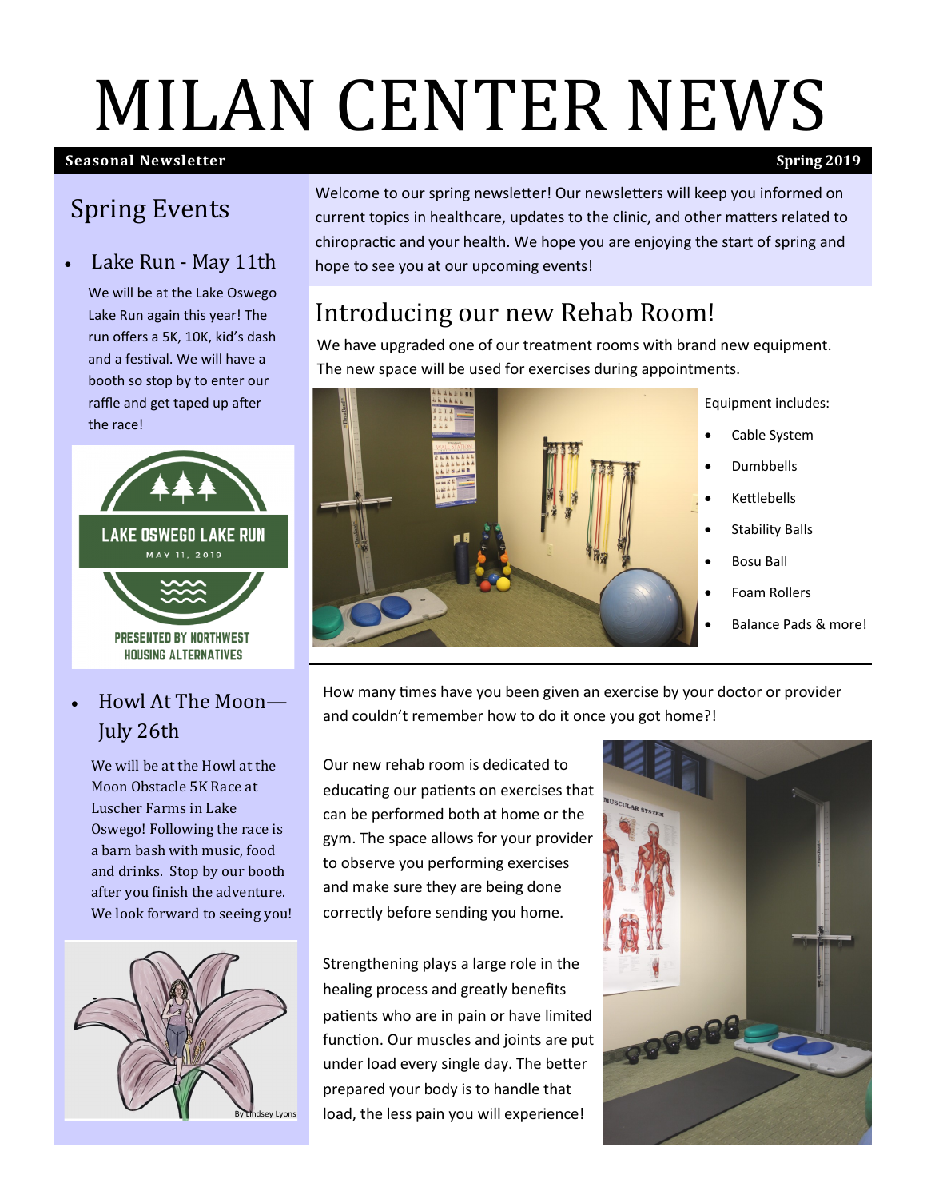# MILAN CENTER NEWS

**Seasonal Newsletter** **Spring 2019**

## Spring Events

- Lake Run - May 11th

  We will be at the Lake Oswego Lake Run again this year! The run offers a 5K, 10K, kid's dash and a festival. We will have a booth so stop by to enter our raffle and get taped up after the race!

- Howl At The Moon—July 26th

  We will be at the Howl at the Moon Obstacle 5K Race at Luscher Farms in Lake Oswego! Following the race is a barn bash with music, food and drinks. Stop by our booth after you finish the adventure. We look forward to seeing you!

By Lindsey Lyons

Welcome to our spring newsletter! Our newsletters will keep you informed on current topics in healthcare, updates to the clinic, and other matters related to chiropractic and your health. We hope you are enjoying the start of spring and hope to see you at our upcoming events!

## Introducing our new Rehab Room!

We have upgraded one of our treatment rooms with brand new equipment. The new space will be used for exercises during appointments.

Equipment includes:

- Cable System
- Dumbbells
- Kettlebells
- Stability Balls
- Bosu Ball
- Foam Rollers
- Balance Pads & more!

How many times have you been given an exercise by your doctor or provider and couldn't remember how to do it once you got home?!

Our new rehab room is dedicated to educating our patients on exercises that can be performed both at home or the gym. The space allows for your provider to observe you performing exercises and make sure they are being done correctly before sending you home.

Strengthening plays a large role in the healing process and greatly benefits patients who are in pain or have limited function. Our muscles and joints are put under load every single day. The better prepared your body is to handle that load, the less pain you will experience!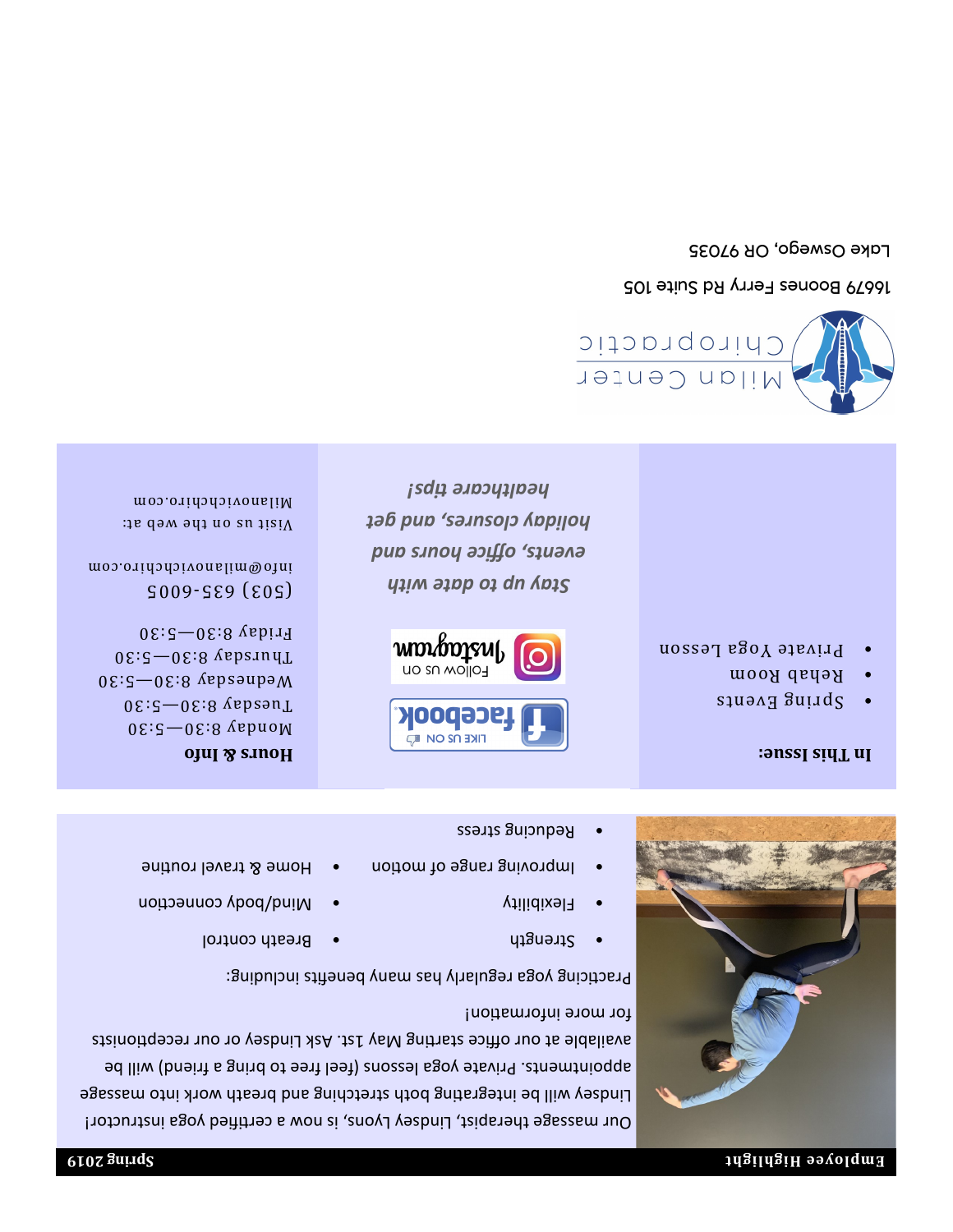**Employee Highlight** **Spring 2019**

Our massage therapist, Lindsey Lyons, is now a certified yoga instructor! Lindsey will be integrating both stretching and breath work into massage appointments. Private yoga lessons (feel free to bring a friend) will be available at our office starting May 1st. Ask Lindsey or our receptionists for more information!

Practicing yoga regularly has many benefits including:

- Strength
- Flexibility
- Improving range of motion
- Reducing stress
- Breath control
- Mind/body connection
- Home & travel routine

**In This Issue:**

- Spring Events
- Rehab Room
- Private Yoga Lesson

LIKE US ON facebook

Follow us on Instagram

*Stay up to date with events, office hours and holiday closures, and get healthcare tips!*

**Hours & Info**

Monday 8:30—5:30
Tuesday 8:30—5:30
Wednesday 8:30—5:30
Thursday 8:30—5:30
Friday 8:30—5:30

(503) 635-6005

info@milanovichchiro.com

Visit us on the web at:
Milanovichchiro.com

Milan Center Chiropractic

16679 Boones Ferry Rd Suite 105
Lake Oswego, OR 97035